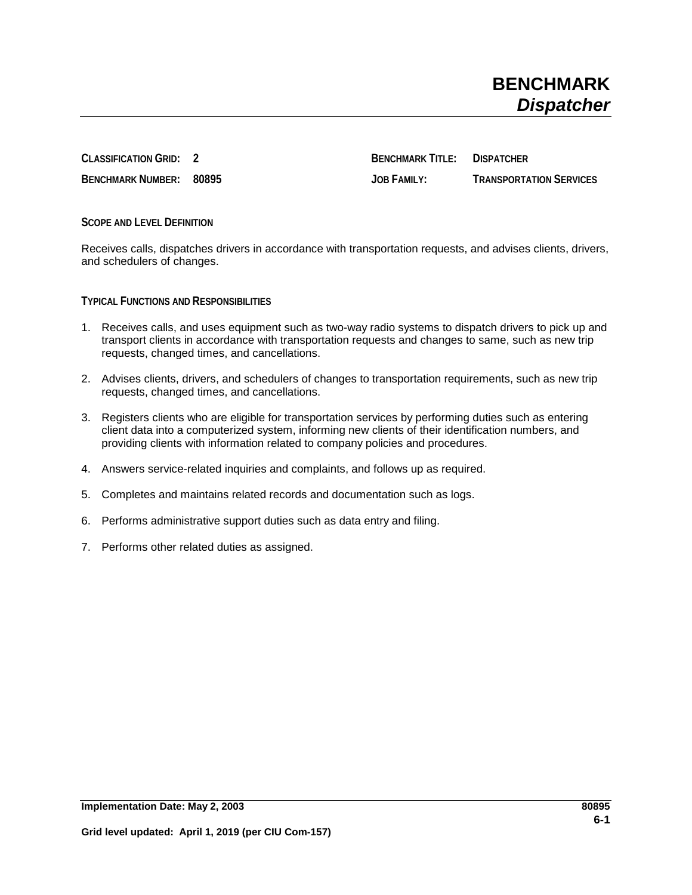# BENCHMARK
## *Dispatcher*

| | | | |
|---|---|---|---|
| **CLASSIFICATION GRID:** | **2** | **BENCHMARK TITLE:** | **DISPATCHER** |
| **BENCHMARK NUMBER:** | **80895** | **JOB FAMILY:** | **TRANSPORTATION SERVICES** |

### SCOPE AND LEVEL DEFINITION

Receives calls, dispatches drivers in accordance with transportation requests, and advises clients, drivers, and schedulers of changes.

### TYPICAL FUNCTIONS AND RESPONSIBILITIES

1. Receives calls, and uses equipment such as two-way radio systems to dispatch drivers to pick up and transport clients in accordance with transportation requests and changes to same, such as new trip requests, changed times, and cancellations.
2. Advises clients, drivers, and schedulers of changes to transportation requirements, such as new trip requests, changed times, and cancellations.
3. Registers clients who are eligible for transportation services by performing duties such as entering client data into a computerized system, informing new clients of their identification numbers, and providing clients with information related to company policies and procedures.
4. Answers service-related inquiries and complaints, and follows up as required.
5. Completes and maintains related records and documentation such as logs.
6. Performs administrative support duties such as data entry and filing.
7. Performs other related duties as assigned.

**Implementation Date: May 2, 2003**

**Grid level updated: April 1, 2019 (per CIU Com-157)**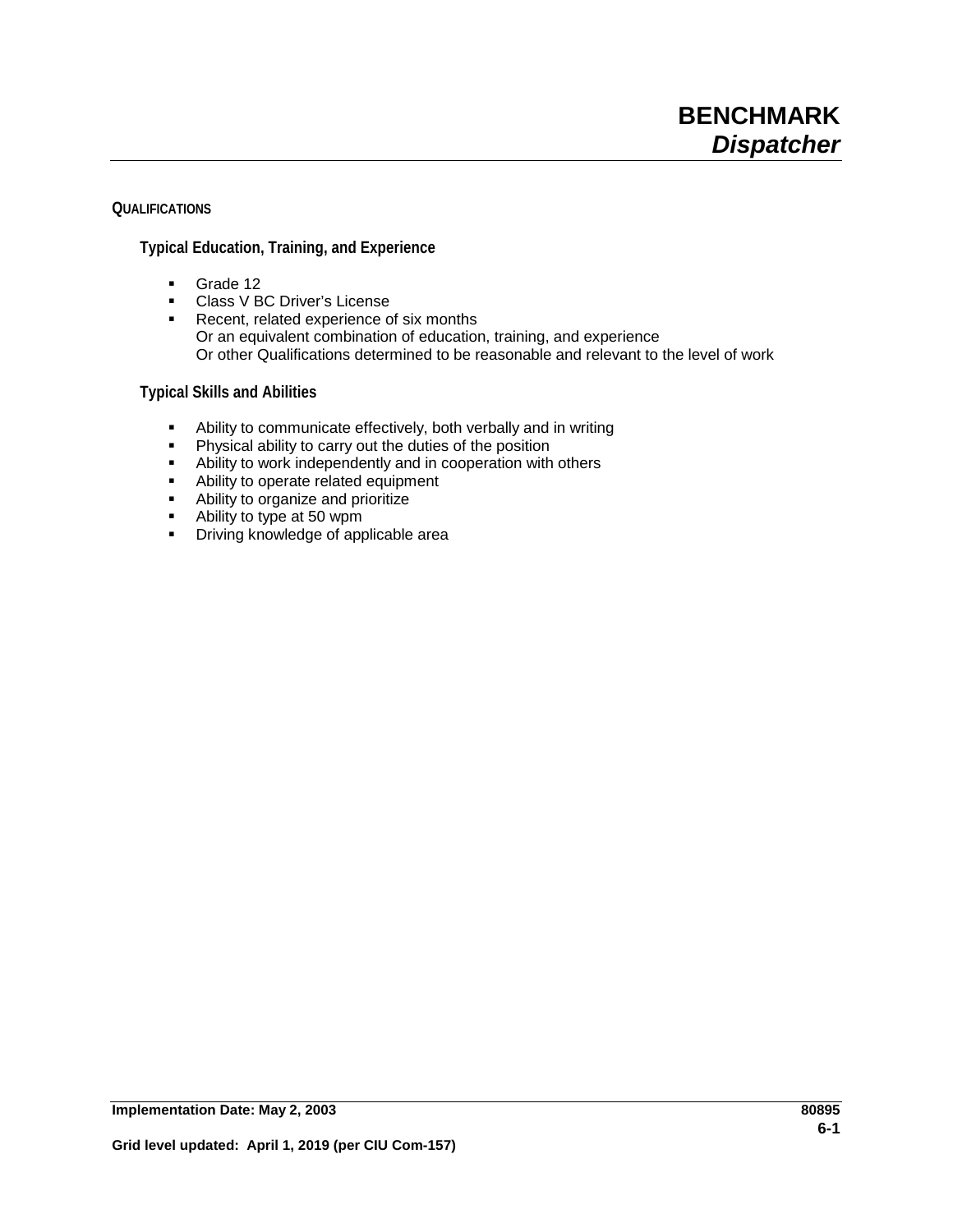# BENCHMARK
## *Dispatcher*

### QUALIFICATIONS

#### Typical Education, Training, and Experience

- Grade 12
- Class V BC Driver's License
- Recent, related experience of six months
  Or an equivalent combination of education, training, and experience
  Or other Qualifications determined to be reasonable and relevant to the level of work

#### Typical Skills and Abilities

- Ability to communicate effectively, both verbally and in writing
- Physical ability to carry out the duties of the position
- Ability to work independently and in cooperation with others
- Ability to operate related equipment
- Ability to organize and prioritize
- Ability to type at 50 wpm
- Driving knowledge of applicable area

**Implementation Date: May 2, 2003** **80895**

**Grid level updated: April 1, 2019 (per CIU Com-157)**